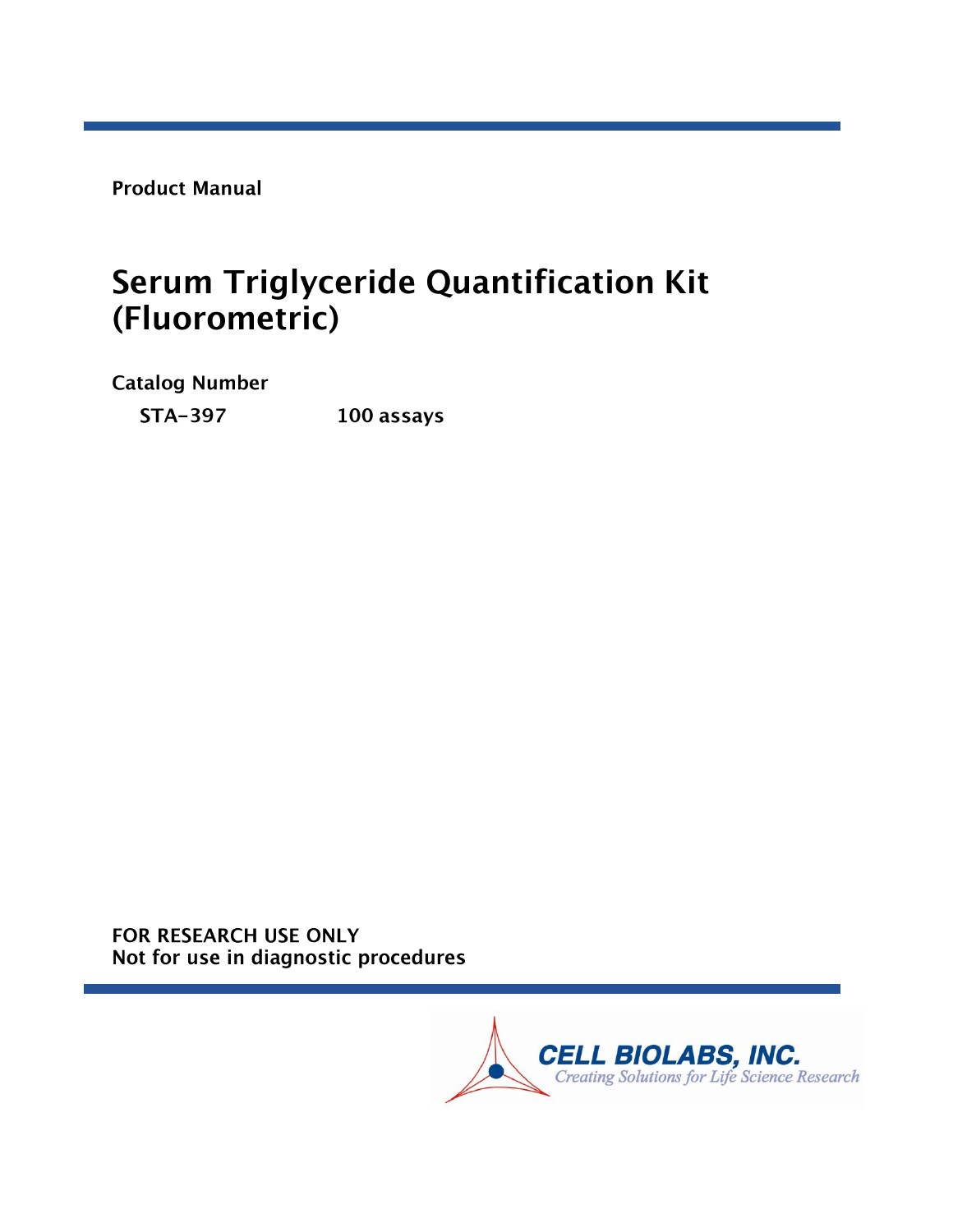**Product Manual**

# Serum Triglyceride Quantification Kit (Fluorometric)

**Catalog Number**

| | |
|---|---|
| **STA-397** | **100 assays** |

**FOR RESEARCH USE ONLY**
**Not for use in diagnostic procedures**

CELL BIOLABS, INC.
*Creating Solutions for Life Science Research*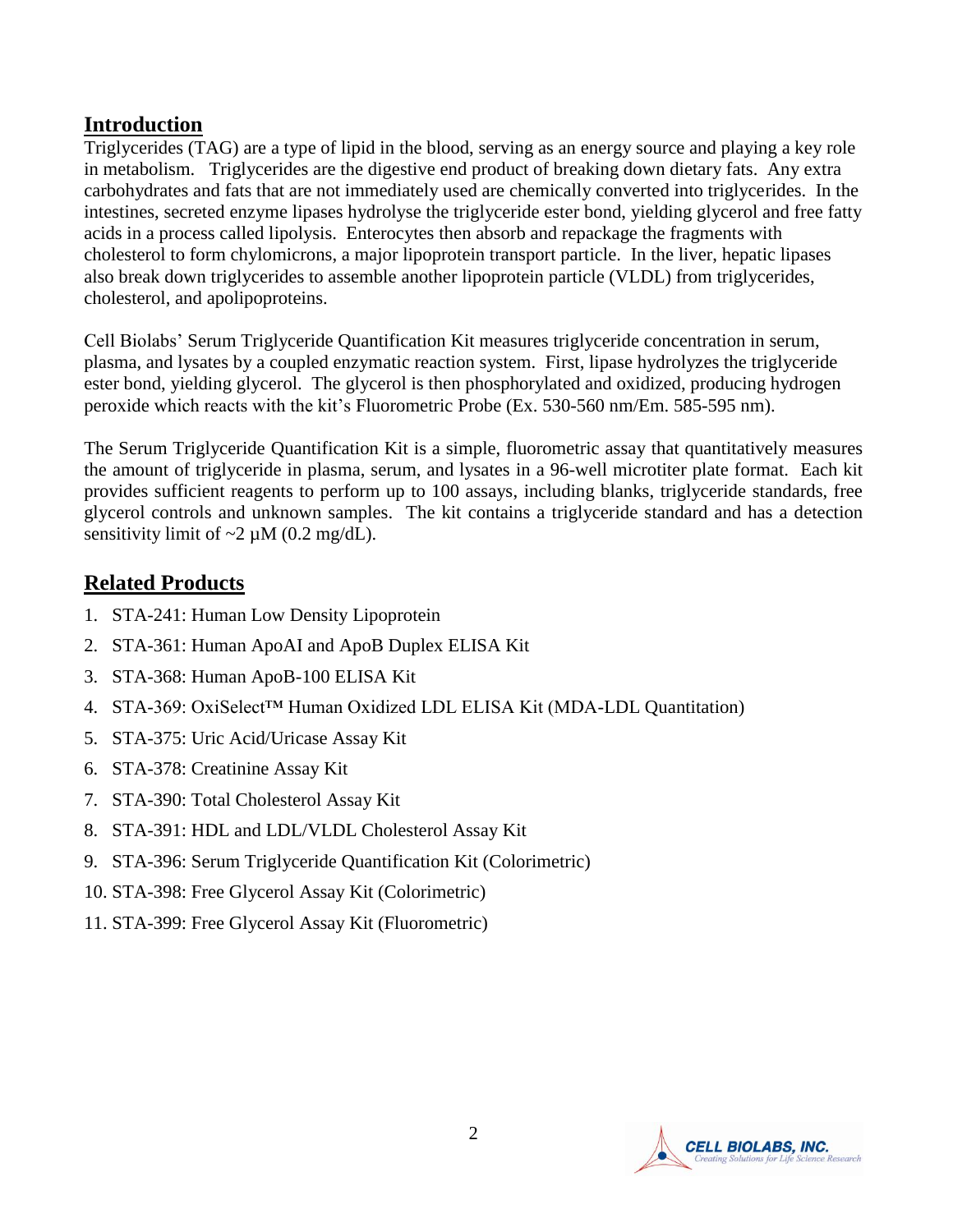## Introduction

Triglycerides (TAG) are a type of lipid in the blood, serving as an energy source and playing a key role in metabolism. Triglycerides are the digestive end product of breaking down dietary fats. Any extra carbohydrates and fats that are not immediately used are chemically converted into triglycerides. In the intestines, secreted enzyme lipases hydrolyse the triglyceride ester bond, yielding glycerol and free fatty acids in a process called lipolysis. Enterocytes then absorb and repackage the fragments with cholesterol to form chylomicrons, a major lipoprotein transport particle. In the liver, hepatic lipases also break down triglycerides to assemble another lipoprotein particle (VLDL) from triglycerides, cholesterol, and apolipoproteins.

Cell Biolabs' Serum Triglyceride Quantification Kit measures triglyceride concentration in serum, plasma, and lysates by a coupled enzymatic reaction system. First, lipase hydrolyzes the triglyceride ester bond, yielding glycerol. The glycerol is then phosphorylated and oxidized, producing hydrogen peroxide which reacts with the kit's Fluorometric Probe (Ex. 530-560 nm/Em. 585-595 nm).

The Serum Triglyceride Quantification Kit is a simple, fluorometric assay that quantitatively measures the amount of triglyceride in plasma, serum, and lysates in a 96-well microtiter plate format. Each kit provides sufficient reagents to perform up to 100 assays, including blanks, triglyceride standards, free glycerol controls and unknown samples. The kit contains a triglyceride standard and has a detection sensitivity limit of ~2 µM (0.2 mg/dL).

## Related Products

1. STA-241: Human Low Density Lipoprotein
2. STA-361: Human ApoAI and ApoB Duplex ELISA Kit
3. STA-368: Human ApoB-100 ELISA Kit
4. STA-369: OxiSelect™ Human Oxidized LDL ELISA Kit (MDA-LDL Quantitation)
5. STA-375: Uric Acid/Uricase Assay Kit
6. STA-378: Creatinine Assay Kit
7. STA-390: Total Cholesterol Assay Kit
8. STA-391: HDL and LDL/VLDL Cholesterol Assay Kit
9. STA-396: Serum Triglyceride Quantification Kit (Colorimetric)
10. STA-398: Free Glycerol Assay Kit (Colorimetric)
11. STA-399: Free Glycerol Assay Kit (Fluorometric)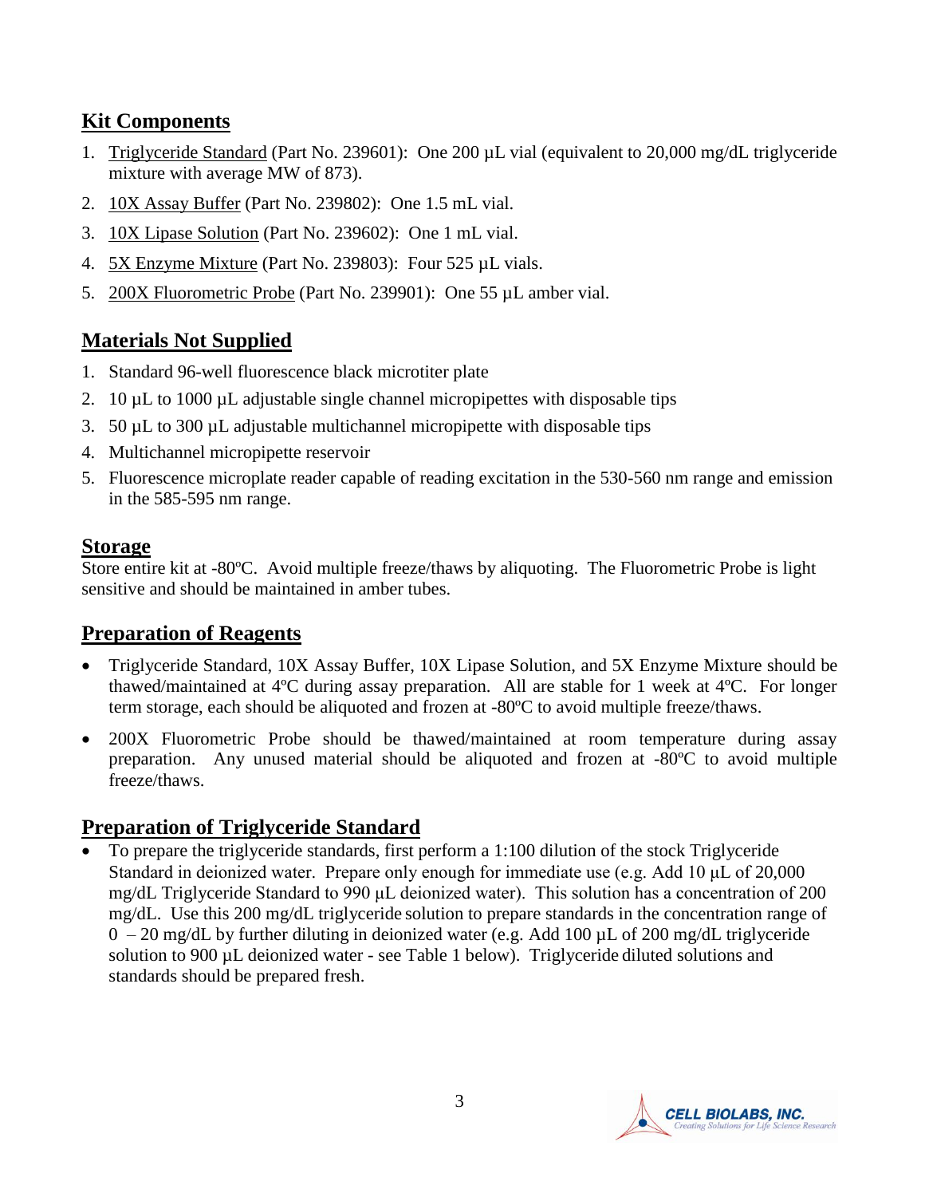## Kit Components

1. Triglyceride Standard (Part No. 239601): One 200 µL vial (equivalent to 20,000 mg/dL triglyceride mixture with average MW of 873).
2. 10X Assay Buffer (Part No. 239802): One 1.5 mL vial.
3. 10X Lipase Solution (Part No. 239602): One 1 mL vial.
4. 5X Enzyme Mixture (Part No. 239803): Four 525 µL vials.
5. 200X Fluorometric Probe (Part No. 239901): One 55 µL amber vial.

## Materials Not Supplied

1. Standard 96-well fluorescence black microtiter plate
2. 10 µL to 1000 µL adjustable single channel micropipettes with disposable tips
3. 50 µL to 300 µL adjustable multichannel micropipette with disposable tips
4. Multichannel micropipette reservoir
5. Fluorescence microplate reader capable of reading excitation in the 530-560 nm range and emission in the 585-595 nm range.

## Storage

Store entire kit at -80ºC. Avoid multiple freeze/thaws by aliquoting. The Fluorometric Probe is light sensitive and should be maintained in amber tubes.

## Preparation of Reagents

- Triglyceride Standard, 10X Assay Buffer, 10X Lipase Solution, and 5X Enzyme Mixture should be thawed/maintained at 4ºC during assay preparation. All are stable for 1 week at 4ºC. For longer term storage, each should be aliquoted and frozen at -80ºC to avoid multiple freeze/thaws.
- 200X Fluorometric Probe should be thawed/maintained at room temperature during assay preparation. Any unused material should be aliquoted and frozen at -80ºC to avoid multiple freeze/thaws.

## Preparation of Triglyceride Standard

- To prepare the triglyceride standards, first perform a 1:100 dilution of the stock Triglyceride Standard in deionized water. Prepare only enough for immediate use (e.g. Add 10 µL of 20,000 mg/dL Triglyceride Standard to 990 µL deionized water). This solution has a concentration of 200 mg/dL. Use this 200 mg/dL triglyceride solution to prepare standards in the concentration range of 0 – 20 mg/dL by further diluting in deionized water (e.g. Add 100 µL of 200 mg/dL triglyceride solution to 900 µL deionized water - see Table 1 below). Triglyceride diluted solutions and standards should be prepared fresh.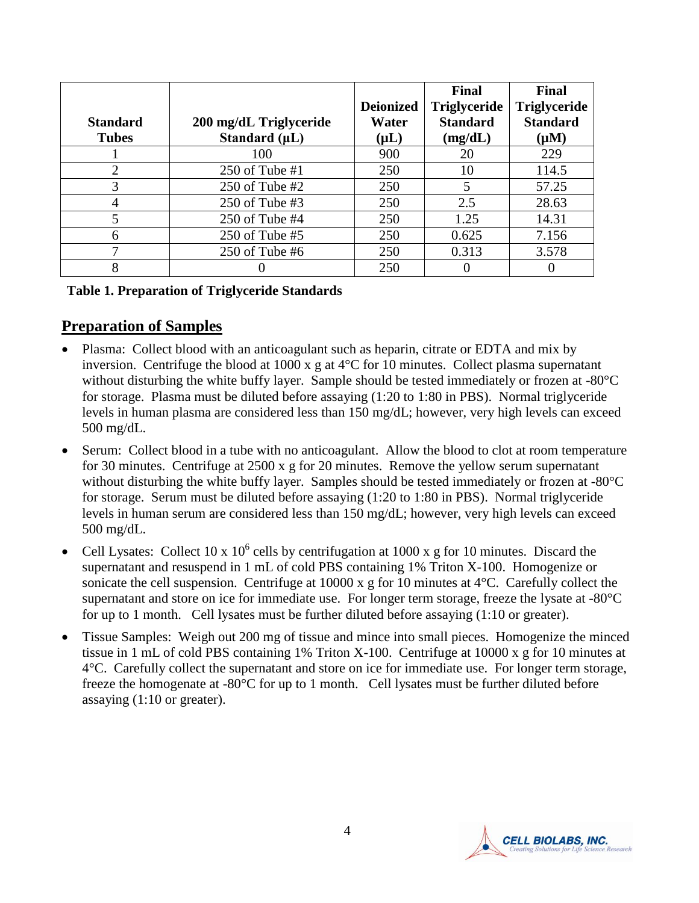| Standard Tubes | 200 mg/dL Triglyceride Standard (µL) | Deionized Water (µL) | Final Triglyceride Standard (mg/dL) | Final Triglyceride Standard (µM) |
|---|---|---|---|---|
| 1 | 100 | 900 | 20 | 229 |
| 2 | 250 of Tube #1 | 250 | 10 | 114.5 |
| 3 | 250 of Tube #2 | 250 | 5 | 57.25 |
| 4 | 250 of Tube #3 | 250 | 2.5 | 28.63 |
| 5 | 250 of Tube #4 | 250 | 1.25 | 14.31 |
| 6 | 250 of Tube #5 | 250 | 0.625 | 7.156 |
| 7 | 250 of Tube #6 | 250 | 0.313 | 3.578 |
| 8 | 0 | 250 | 0 | 0 |

**Table 1. Preparation of Triglyceride Standards**

## Preparation of Samples

- Plasma: Collect blood with an anticoagulant such as heparin, citrate or EDTA and mix by inversion. Centrifuge the blood at 1000 x g at 4°C for 10 minutes. Collect plasma supernatant without disturbing the white buffy layer. Sample should be tested immediately or frozen at -80°C for storage. Plasma must be diluted before assaying (1:20 to 1:80 in PBS). Normal triglyceride levels in human plasma are considered less than 150 mg/dL; however, very high levels can exceed 500 mg/dL.
- Serum: Collect blood in a tube with no anticoagulant. Allow the blood to clot at room temperature for 30 minutes. Centrifuge at 2500 x g for 20 minutes. Remove the yellow serum supernatant without disturbing the white buffy layer. Samples should be tested immediately or frozen at -80°C for storage. Serum must be diluted before assaying (1:20 to 1:80 in PBS). Normal triglyceride levels in human serum are considered less than 150 mg/dL; however, very high levels can exceed 500 mg/dL.
- Cell Lysates: Collect 10 x $10^6$ cells by centrifugation at 1000 x g for 10 minutes. Discard the supernatant and resuspend in 1 mL of cold PBS containing 1% Triton X-100. Homogenize or sonicate the cell suspension. Centrifuge at 10000 x g for 10 minutes at 4°C. Carefully collect the supernatant and store on ice for immediate use. For longer term storage, freeze the lysate at -80°C for up to 1 month. Cell lysates must be further diluted before assaying (1:10 or greater).
- Tissue Samples: Weigh out 200 mg of tissue and mince into small pieces. Homogenize the minced tissue in 1 mL of cold PBS containing 1% Triton X-100. Centrifuge at 10000 x g for 10 minutes at 4°C. Carefully collect the supernatant and store on ice for immediate use. For longer term storage, freeze the homogenate at -80°C for up to 1 month. Cell lysates must be further diluted before assaying (1:10 or greater).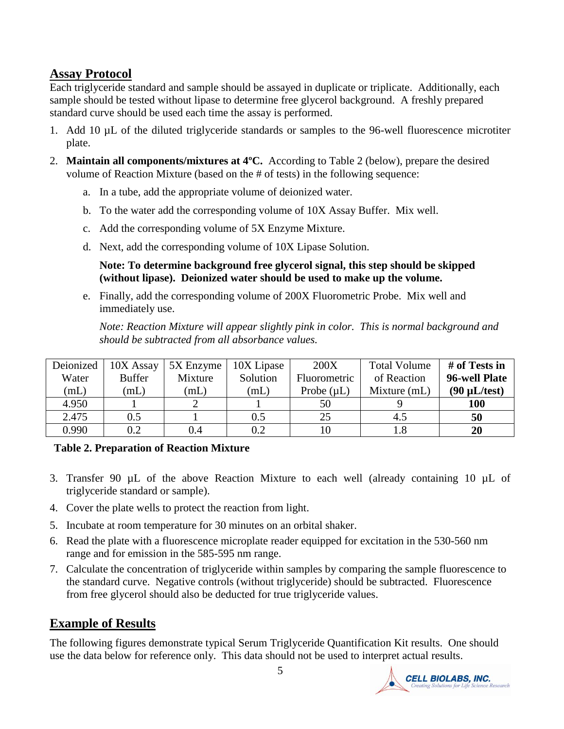## Assay Protocol

Each triglyceride standard and sample should be assayed in duplicate or triplicate. Additionally, each sample should be tested without lipase to determine free glycerol background. A freshly prepared standard curve should be used each time the assay is performed.

1. Add 10 µL of the diluted triglyceride standards or samples to the 96-well fluorescence microtiter plate.
2. **Maintain all components/mixtures at 4ºC.** According to Table 2 (below), prepare the desired volume of Reaction Mixture (based on the # of tests) in the following sequence:
   a. In a tube, add the appropriate volume of deionized water.
   b. To the water add the corresponding volume of 10X Assay Buffer. Mix well.
   c. Add the corresponding volume of 5X Enzyme Mixture.
   d. Next, add the corresponding volume of 10X Lipase Solution.

      **Note: To determine background free glycerol signal, this step should be skipped (without lipase). Deionized water should be used to make up the volume.**

   e. Finally, add the corresponding volume of 200X Fluorometric Probe. Mix well and immediately use.

      *Note: Reaction Mixture will appear slightly pink in color. This is normal background and should be subtracted from all absorbance values.*

| Deionized Water (mL) | 10X Assay Buffer (mL) | 5X Enzyme Mixture (mL) | 10X Lipase Solution (mL) | 200X Fluorometric Probe (µL) | Total Volume of Reaction Mixture (mL) | **# of Tests in 96-well Plate (90 µL/test)** |
|---|---|---|---|---|---|---|
| 4.950 | 1 | 2 | 1 | 50 | 9 | **100** |
| 2.475 | 0.5 | 1 | 0.5 | 25 | 4.5 | **50** |
| 0.990 | 0.2 | 0.4 | 0.2 | 10 | 1.8 | **20** |

**Table 2. Preparation of Reaction Mixture**

3. Transfer 90 µL of the above Reaction Mixture to each well (already containing 10 µL of triglyceride standard or sample).
4. Cover the plate wells to protect the reaction from light.
5. Incubate at room temperature for 30 minutes on an orbital shaker.
6. Read the plate with a fluorescence microplate reader equipped for excitation in the 530-560 nm range and for emission in the 585-595 nm range.
7. Calculate the concentration of triglyceride within samples by comparing the sample fluorescence to the standard curve. Negative controls (without triglyceride) should be subtracted. Fluorescence from free glycerol should also be deducted for true triglyceride values.

## Example of Results

The following figures demonstrate typical Serum Triglyceride Quantification Kit results. One should use the data below for reference only. This data should not be used to interpret actual results.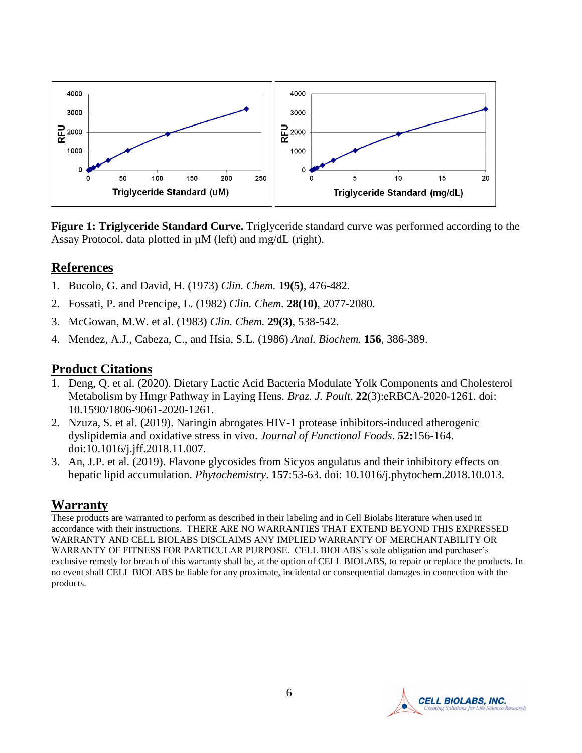**Figure 1: Triglyceride Standard Curve.** Triglyceride standard curve was performed according to the Assay Protocol, data plotted in µM (left) and mg/dL (right).

## References

1. Bucolo, G. and David, H. (1973) *Clin. Chem.* **19(5)**, 476-482.
2. Fossati, P. and Prencipe, L. (1982) *Clin. Chem.* **28(10)**, 2077-2080.
3. McGowan, M.W. et al. (1983) *Clin. Chem.* **29(3)**, 538-542.
4. Mendez, A.J., Cabeza, C., and Hsia, S.L. (1986) *Anal. Biochem.* **156**, 386-389.

## Product Citations

1. Deng, Q. et al. (2020). Dietary Lactic Acid Bacteria Modulate Yolk Components and Cholesterol Metabolism by Hmgr Pathway in Laying Hens. *Braz. J. Poult*. **22**(3):eRBCA-2020-1261. doi: 10.1590/1806-9061-2020-1261.
2. Nzuza, S. et al. (2019). Naringin abrogates HIV-1 protease inhibitors-induced atherogenic dyslipidemia and oxidative stress in vivo. *Journal of Functional Foods*. **52:**156-164. doi:10.1016/j.jff.2018.11.007.
3. An, J.P. et al. (2019). Flavone glycosides from Sicyos angulatus and their inhibitory effects on hepatic lipid accumulation. *Phytochemistry*. **157**:53-63. doi: 10.1016/j.phytochem.2018.10.013.

## Warranty

These products are warranted to perform as described in their labeling and in Cell Biolabs literature when used in accordance with their instructions. THERE ARE NO WARRANTIES THAT EXTEND BEYOND THIS EXPRESSED WARRANTY AND CELL BIOLABS DISCLAIMS ANY IMPLIED WARRANTY OF MERCHANTABILITY OR WARRANTY OF FITNESS FOR PARTICULAR PURPOSE. CELL BIOLABS's sole obligation and purchaser's exclusive remedy for breach of this warranty shall be, at the option of CELL BIOLABS, to repair or replace the products. In no event shall CELL BIOLABS be liable for any proximate, incidental or consequential damages in connection with the products.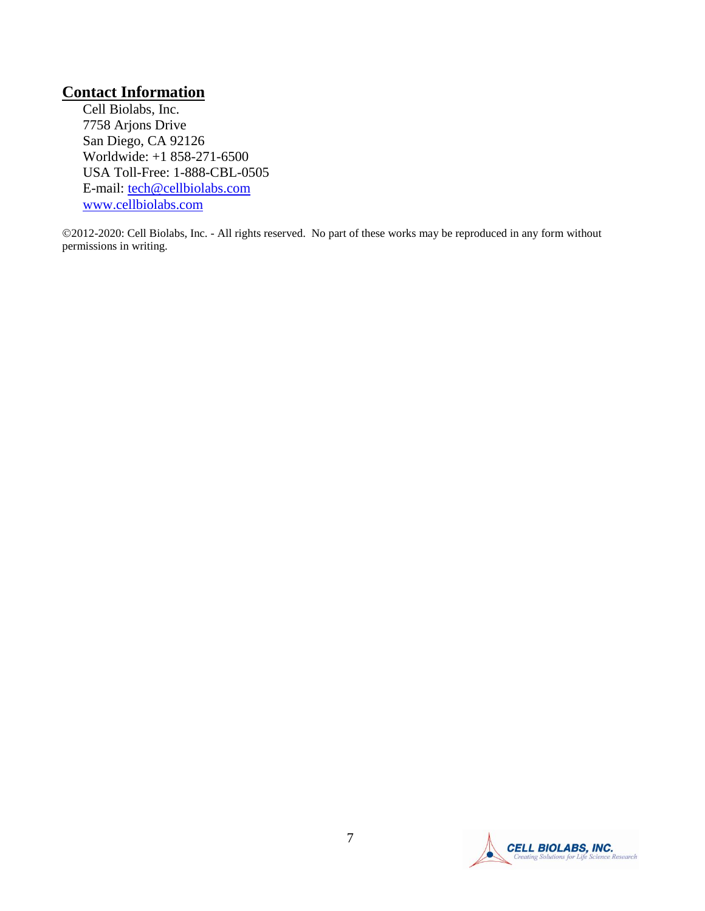## Contact Information

Cell Biolabs, Inc.  
7758 Arjons Drive  
San Diego, CA 92126  
Worldwide: +1 858-271-6500  
USA Toll-Free: 1-888-CBL-0505  
E-mail: tech@cellbiolabs.com  
www.cellbiolabs.com

©2012-2020: Cell Biolabs, Inc. - All rights reserved. No part of these works may be reproduced in any form without permissions in writing.